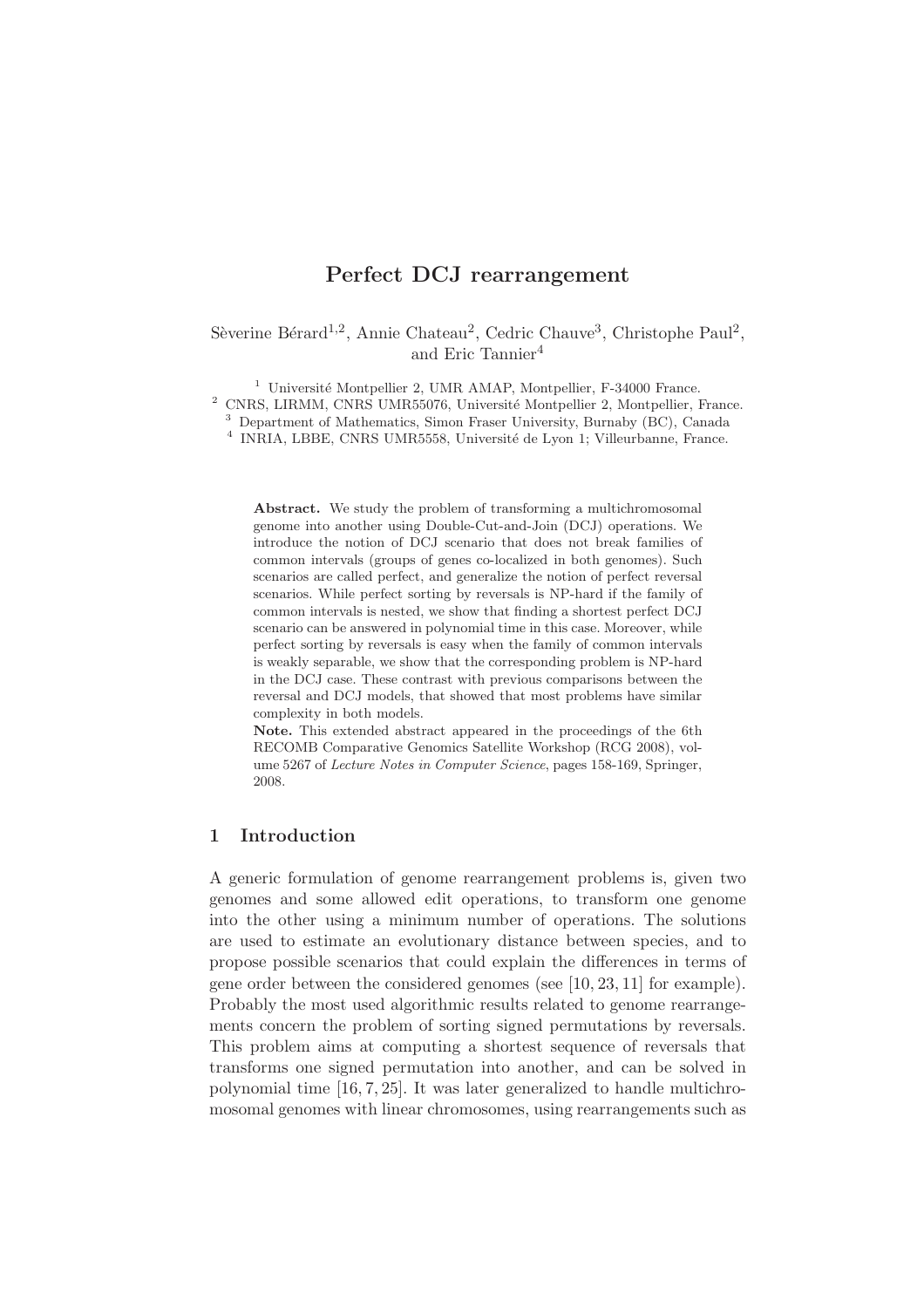# Perfect DCJ rearrangement

Sèverine Bérard[1,2], Annie Chateau[2], Cedric Chauve[3], Christophe Paul[2], and Eric Tannier[4]

[1] Université Montpellier 2, UMR AMAP, Montpellier, F-34000 France.
[2] CNRS, LIRMM, CNRS UMR55076, Université Montpellier 2, Montpellier, France.
[3] Department of Mathematics, Simon Fraser University, Burnaby (BC), Canada
[4] INRIA, LBBE, CNRS UMR5558, Université de Lyon 1; Villeurbanne, France.

**Abstract.** We study the problem of transforming a multichromosomal genome into another using Double-Cut-and-Join (DCJ) operations. We introduce the notion of DCJ scenario that does not break families of common intervals (groups of genes co-localized in both genomes). Such scenarios are called perfect, and generalize the notion of perfect reversal scenarios. While perfect sorting by reversals is NP-hard if the family of common intervals is nested, we show that finding a shortest perfect DCJ scenario can be answered in polynomial time in this case. Moreover, while perfect sorting by reversals is easy when the family of common intervals is weakly separable, we show that the corresponding problem is NP-hard in the DCJ case. These contrast with previous comparisons between the reversal and DCJ models, that showed that most problems have similar complexity in both models.

**Note.** This extended abstract appeared in the proceedings of the 6th RECOMB Comparative Genomics Satellite Workshop (RCG 2008), volume 5267 of *Lecture Notes in Computer Science*, pages 158-169, Springer, 2008.

## 1 Introduction

A generic formulation of genome rearrangement problems is, given two genomes and some allowed edit operations, to transform one genome into the other using a minimum number of operations. The solutions are used to estimate an evolutionary distance between species, and to propose possible scenarios that could explain the differences in terms of gene order between the considered genomes (see [10, 23, 11] for example). Probably the most used algorithmic results related to genome rearrangements concern the problem of sorting signed permutations by reversals. This problem aims at computing a shortest sequence of reversals that transforms one signed permutation into another, and can be solved in polynomial time [16, 7, 25]. It was later generalized to handle multichromosomal genomes with linear chromosomes, using rearrangements such as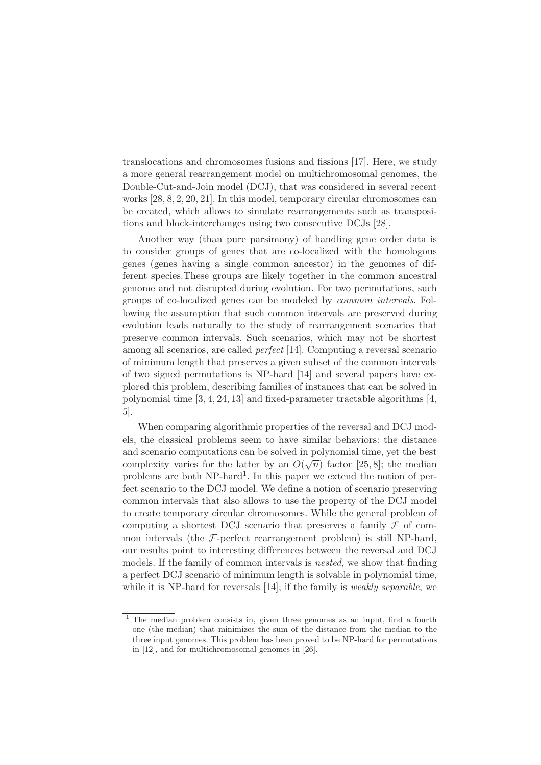translocations and chromosomes fusions and fissions [17]. Here, we study a more general rearrangement model on multichromosomal genomes, the Double-Cut-and-Join model (DCJ), that was considered in several recent works [28, 8, 2, 20, 21]. In this model, temporary circular chromosomes can be created, which allows to simulate rearrangements such as transpositions and block-interchanges using two consecutive DCJs [28].

Another way (than pure parsimony) of handling gene order data is to consider groups of genes that are co-localized with the homologous genes (genes having a single common ancestor) in the genomes of different species.These groups are likely together in the common ancestral genome and not disrupted during evolution. For two permutations, such groups of co-localized genes can be modeled by *common intervals*. Following the assumption that such common intervals are preserved during evolution leads naturally to the study of rearrangement scenarios that preserve common intervals. Such scenarios, which may not be shortest among all scenarios, are called *perfect* [14]. Computing a reversal scenario of minimum length that preserves a given subset of the common intervals of two signed permutations is NP-hard [14] and several papers have explored this problem, describing families of instances that can be solved in polynomial time [3, 4, 24, 13] and fixed-parameter tractable algorithms [4, 5].

When comparing algorithmic properties of the reversal and DCJ models, the classical problems seem to have similar behaviors: the distance and scenario computations can be solved in polynomial time, yet the best complexity varies for the latter by an $O(\sqrt{n})$ factor [25, 8]; the median problems are both NP-hard[1]. In this paper we extend the notion of perfect scenario to the DCJ model. We define a notion of scenario preserving common intervals that also allows to use the property of the DCJ model to create temporary circular chromosomes. While the general problem of computing a shortest DCJ scenario that preserves a family $\mathcal{F}$ of common intervals (the $\mathcal{F}$-perfect rearrangement problem) is still NP-hard, our results point to interesting differences between the reversal and DCJ models. If the family of common intervals is *nested*, we show that finding a perfect DCJ scenario of minimum length is solvable in polynomial time, while it is NP-hard for reversals [14]; if the family is *weakly separable*, we

[1] The median problem consists in, given three genomes as an input, find a fourth one (the median) that minimizes the sum of the distance from the median to the three input genomes. This problem has been proved to be NP-hard for permutations in [12], and for multichromosomal genomes in [26].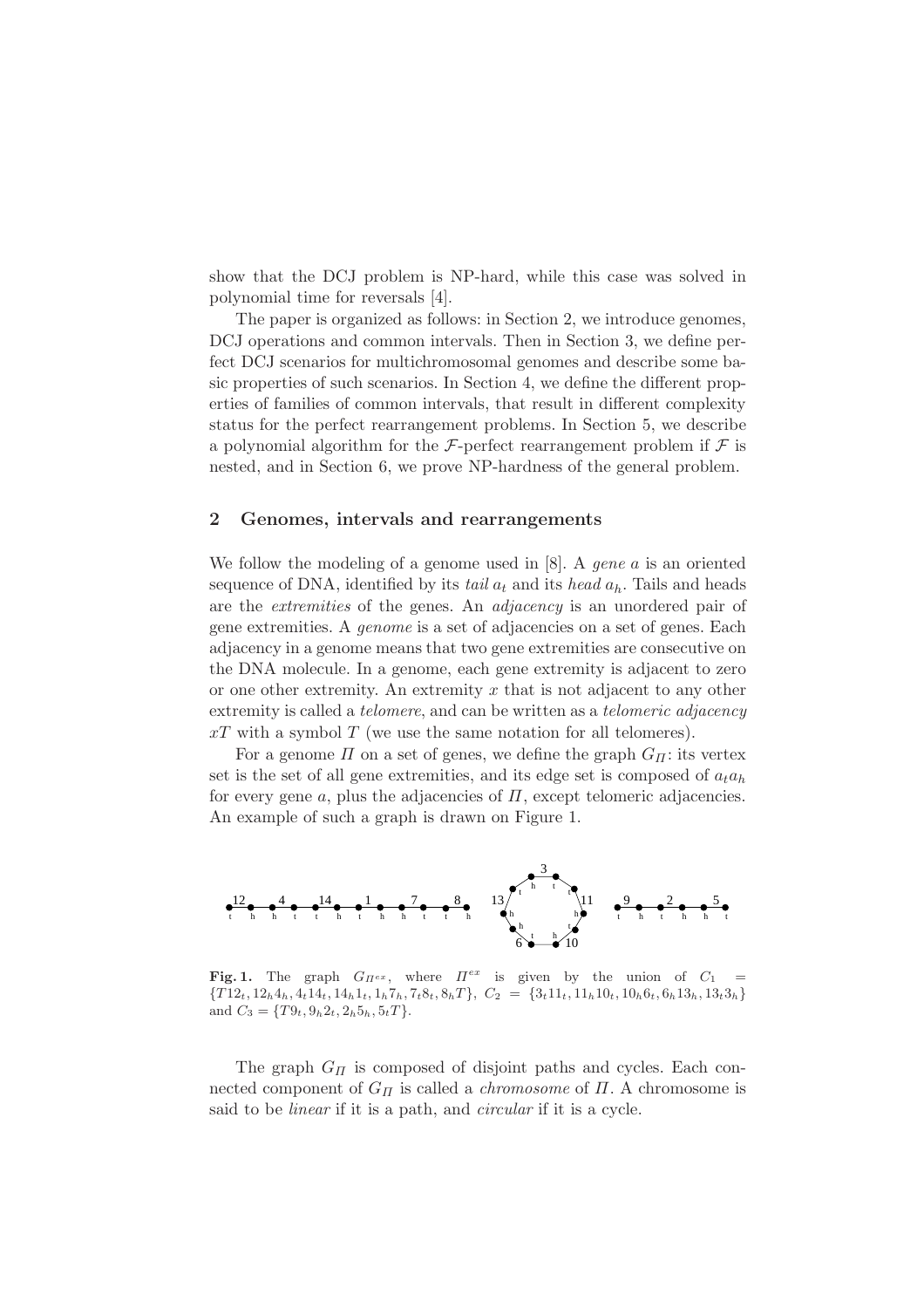show that the DCJ problem is NP-hard, while this case was solved in polynomial time for reversals [4].

The paper is organized as follows: in Section 2, we introduce genomes, DCJ operations and common intervals. Then in Section 3, we define perfect DCJ scenarios for multichromosomal genomes and describe some basic properties of such scenarios. In Section 4, we define the different properties of families of common intervals, that result in different complexity status for the perfect rearrangement problems. In Section 5, we describe a polynomial algorithm for the $\mathcal{F}$-perfect rearrangement problem if $\mathcal{F}$ is nested, and in Section 6, we prove NP-hardness of the general problem.

## 2 Genomes, intervals and rearrangements

We follow the modeling of a genome used in [8]. A *gene* $a$ is an oriented sequence of DNA, identified by its *tail* $a_t$ and its *head* $a_h$. Tails and heads are the *extremities* of the genes. An *adjacency* is an unordered pair of gene extremities. A *genome* is a set of adjacencies on a set of genes. Each adjacency in a genome means that two gene extremities are consecutive on the DNA molecule. In a genome, each gene extremity is adjacent to zero or one other extremity. An extremity $x$ that is not adjacent to any other extremity is called a *telomere*, and can be written as a *telomeric adjacency* $xT$ with a symbol $T$ (we use the same notation for all telomeres).

For a genome $\Pi$ on a set of genes, we define the graph $G_\Pi$: its vertex set is the set of all gene extremities, and its edge set is composed of $a_t a_h$ for every gene $a$, plus the adjacencies of $\Pi$, except telomeric adjacencies. An example of such a graph is drawn on Figure 1.

12 4 14 1 7 8
t h h t t h t h h t t h

3
13 11
6 10

9 2 5
t h t h h t

**Fig. 1.** The graph $G_{\Pi^{ex}}$, where $\Pi^{ex}$ is given by the union of $C_1 = \{T12_t, 12_h4_h, 4_t14_t, 14_h1_t, 1_h7_h, 7_t8_t, 8_hT\}$, $C_2 = \{3_t11_t, 11_h10_t, 10_h6_t, 6_h13_h, 13_t3_h\}$ and $C_3 = \{T9_t, 9_h2_t, 2_h5_h, 5_tT\}$.

The graph $G_\Pi$ is composed of disjoint paths and cycles. Each connected component of $G_\Pi$ is called a *chromosome* of $\Pi$. A chromosome is said to be *linear* if it is a path, and *circular* if it is a cycle.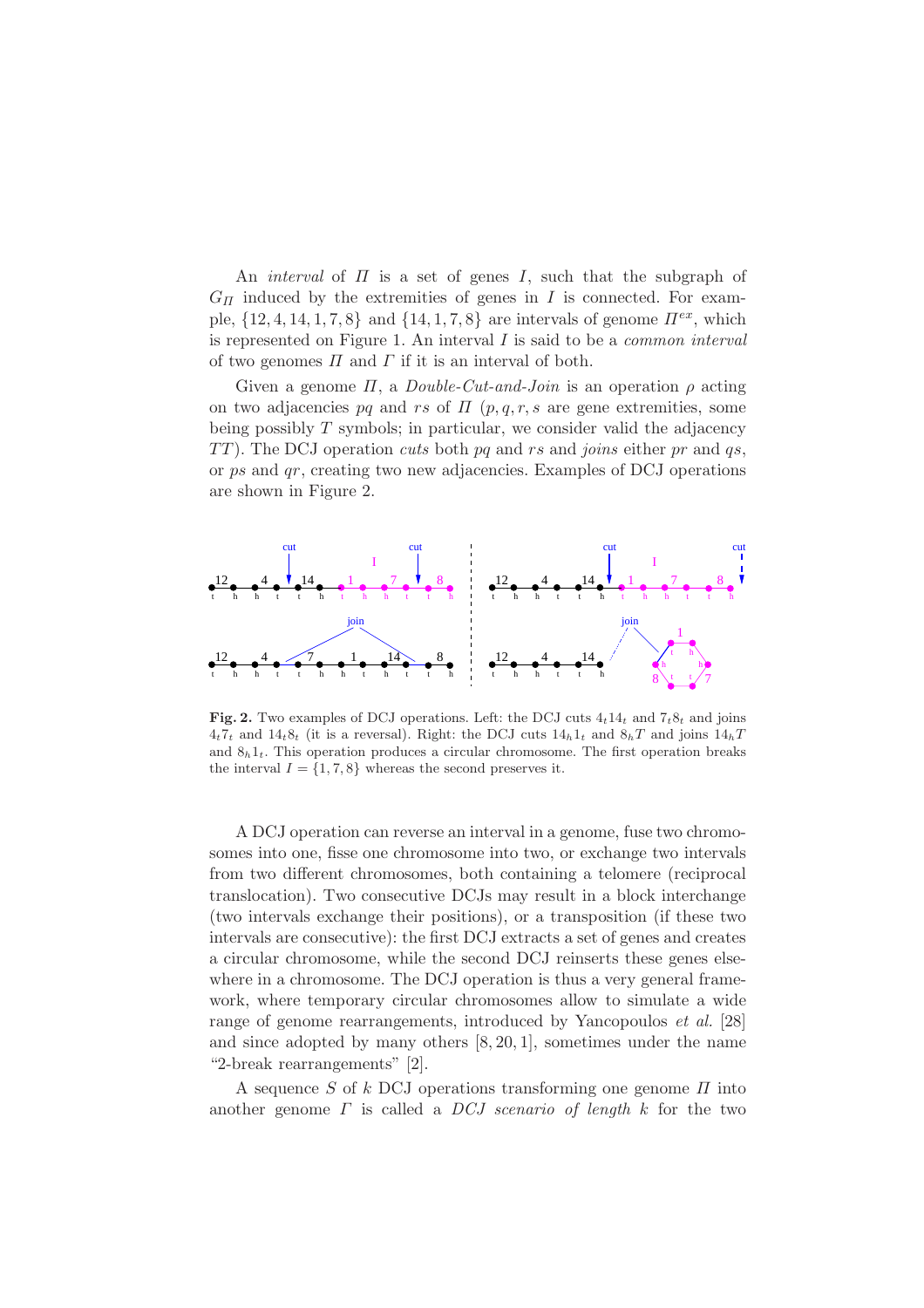An *interval* of $\Pi$ is a set of genes $I$, such that the subgraph of $G_{\Pi}$ induced by the extremities of genes in $I$ is connected. For example, $\{12, 4, 14, 1, 7, 8\}$ and $\{14, 1, 7, 8\}$ are intervals of genome $\Pi^{ex}$, which is represented on Figure 1. An interval $I$ is said to be a *common interval* of two genomes $\Pi$ and $\Gamma$ if it is an interval of both.

Given a genome $\Pi$, a *Double-Cut-and-Join* is an operation $\rho$ acting on two adjacencies $pq$ and $rs$ of $\Pi$ ($p, q, r, s$ are gene extremities, some being possibly $T$ symbols; in particular, we consider valid the adjacency $TT$). The DCJ operation *cuts* both $pq$ and $rs$ and *joins* either $pr$ and $qs$, or $ps$ and $qr$, creating two new adjacencies. Examples of DCJ operations are shown in Figure 2.

cut
cut
I
12 4 14 1 7 8
t h h t t h t h h t t h
join
12 4 7 1 14 8
t h h t t h h t h t t h

cut
cut
I
12 4 14 1 7 8
t h h t t h t h h t t h
join
12 4 14
t h h t t h
1 7 8
t h h t t h

**Fig. 2.** Two examples of DCJ operations. Left: the DCJ cuts $4_t 14_t$ and $7_t 8_t$ and joins $4_t 7_t$ and $14_t 8_t$ (it is a reversal). Right: the DCJ cuts $14_h 1_t$ and $8_h T$ and joins $14_h T$ and $8_h 1_t$. This operation produces a circular chromosome. The first operation breaks the interval $I = \{1, 7, 8\}$ whereas the second preserves it.

A DCJ operation can reverse an interval in a genome, fuse two chromosomes into one, fisse one chromosome into two, or exchange two intervals from two different chromosomes, both containing a telomere (reciprocal translocation). Two consecutive DCJs may result in a block interchange (two intervals exchange their positions), or a transposition (if these two intervals are consecutive): the first DCJ extracts a set of genes and creates a circular chromosome, while the second DCJ reinserts these genes elsewhere in a chromosome. The DCJ operation is thus a very general framework, where temporary circular chromosomes allow to simulate a wide range of genome rearrangements, introduced by Yancopoulos *et al.* [28] and since adopted by many others [8, 20, 1], sometimes under the name "2-break rearrangements" [2].

A sequence $S$ of $k$ DCJ operations transforming one genome $\Pi$ into another genome $\Gamma$ is called a *DCJ scenario of length $k$* for the two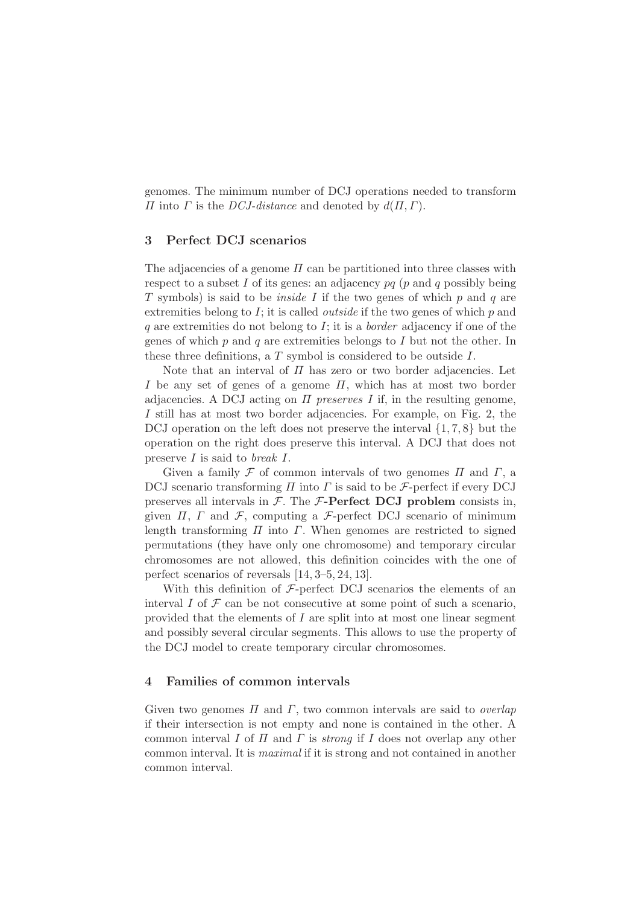genomes. The minimum number of DCJ operations needed to transform $\Pi$ into $\Gamma$ is the *DCJ-distance* and denoted by $d(\Pi, \Gamma)$.

## 3 Perfect DCJ scenarios

The adjacencies of a genome $\Pi$ can be partitioned into three classes with respect to a subset $I$ of its genes: an adjacency $pq$ ($p$ and $q$ possibly being $T$ symbols) is said to be *inside* $I$ if the two genes of which $p$ and $q$ are extremities belong to $I$; it is called *outside* if the two genes of which $p$ and $q$ are extremities do not belong to $I$; it is a *border* adjacency if one of the genes of which $p$ and $q$ are extremities belongs to $I$ but not the other. In these three definitions, a $T$ symbol is considered to be outside $I$.

Note that an interval of $\Pi$ has zero or two border adjacencies. Let $I$ be any set of genes of a genome $\Pi$, which has at most two border adjacencies. A DCJ acting on $\Pi$ *preserves* $I$ if, in the resulting genome, $I$ still has at most two border adjacencies. For example, on Fig. 2, the DCJ operation on the left does not preserve the interval $\{1, 7, 8\}$ but the operation on the right does preserve this interval. A DCJ that does not preserve $I$ is said to *break* $I$.

Given a family $\mathcal{F}$ of common intervals of two genomes $\Pi$ and $\Gamma$, a DCJ scenario transforming $\Pi$ into $\Gamma$ is said to be $\mathcal{F}$-perfect if every DCJ preserves all intervals in $\mathcal{F}$. The **$\mathcal{F}$-Perfect DCJ problem** consists in, given $\Pi$, $\Gamma$ and $\mathcal{F}$, computing a $\mathcal{F}$-perfect DCJ scenario of minimum length transforming $\Pi$ into $\Gamma$. When genomes are restricted to signed permutations (they have only one chromosome) and temporary circular chromosomes are not allowed, this definition coincides with the one of perfect scenarios of reversals [14, 3–5, 24, 13].

With this definition of $\mathcal{F}$-perfect DCJ scenarios the elements of an interval $I$ of $\mathcal{F}$ can be not consecutive at some point of such a scenario, provided that the elements of $I$ are split into at most one linear segment and possibly several circular segments. This allows to use the property of the DCJ model to create temporary circular chromosomes.

## 4 Families of common intervals

Given two genomes $\Pi$ and $\Gamma$, two common intervals are said to *overlap* if their intersection is not empty and none is contained in the other. A common interval $I$ of $\Pi$ and $\Gamma$ is *strong* if $I$ does not overlap any other common interval. It is *maximal* if it is strong and not contained in another common interval.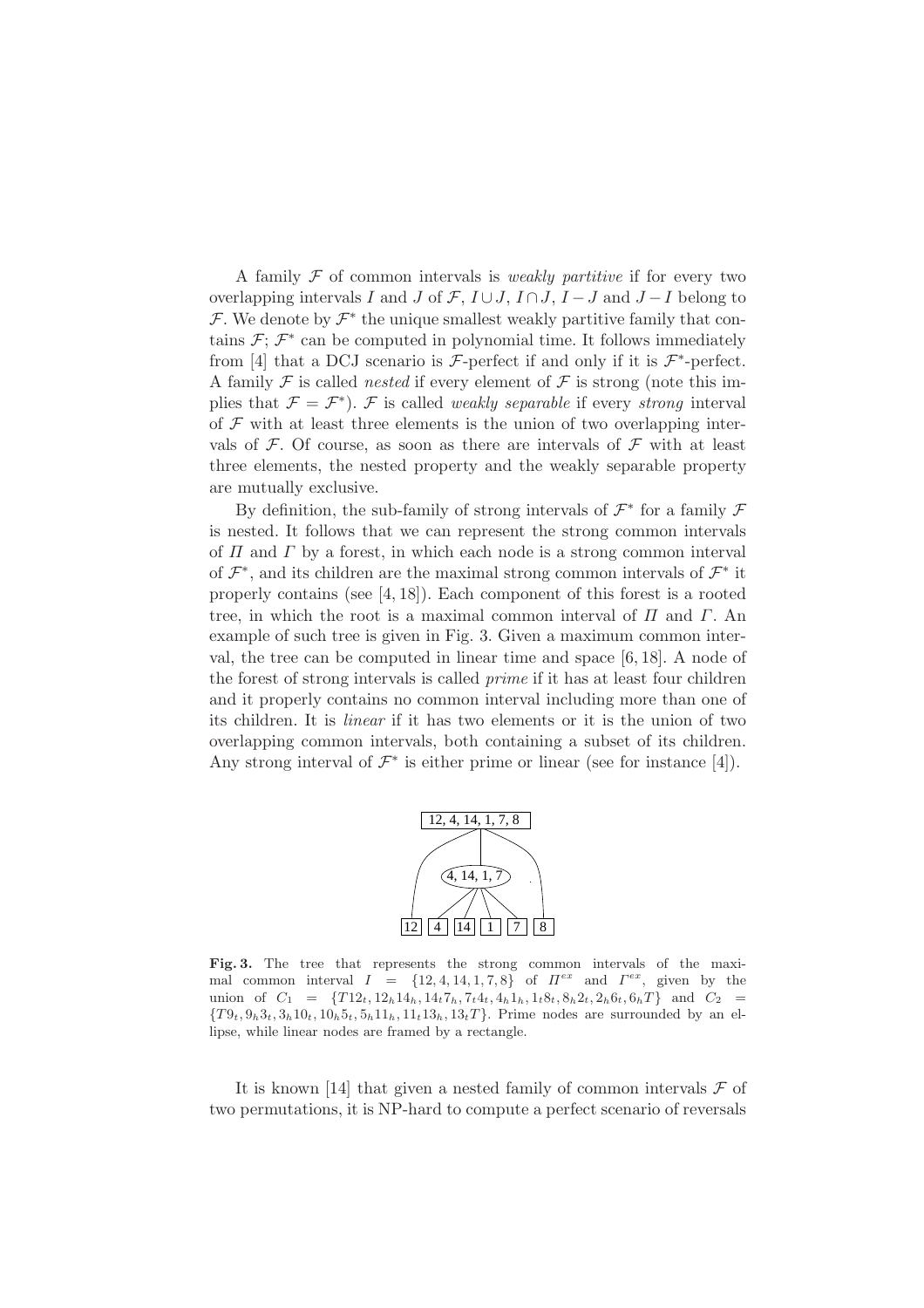A family $\mathcal{F}$ of common intervals is *weakly partitive* if for every two overlapping intervals $I$ and $J$ of $\mathcal{F}$, $I \cup J$, $I \cap J$, $I - J$ and $J - I$ belong to $\mathcal{F}$. We denote by $\mathcal{F}^*$ the unique smallest weakly partitive family that contains $\mathcal{F}$; $\mathcal{F}^*$ can be computed in polynomial time. It follows immediately from [4] that a DCJ scenario is $\mathcal{F}$-perfect if and only if it is $\mathcal{F}^*$-perfect. A family $\mathcal{F}$ is called *nested* if every element of $\mathcal{F}$ is strong (note this implies that $\mathcal{F} = \mathcal{F}^*$). $\mathcal{F}$ is called *weakly separable* if every *strong* interval of $\mathcal{F}$ with at least three elements is the union of two overlapping intervals of $\mathcal{F}$. Of course, as soon as there are intervals of $\mathcal{F}$ with at least three elements, the nested property and the weakly separable property are mutually exclusive.

By definition, the sub-family of strong intervals of $\mathcal{F}^*$ for a family $\mathcal{F}$ is nested. It follows that we can represent the strong common intervals of $\Pi$ and $\Gamma$ by a forest, in which each node is a strong common interval of $\mathcal{F}^*$, and its children are the maximal strong common intervals of $\mathcal{F}^*$ it properly contains (see [4, 18]). Each component of this forest is a rooted tree, in which the root is a maximal common interval of $\Pi$ and $\Gamma$. An example of such tree is given in Fig. 3. Given a maximum common interval, the tree can be computed in linear time and space [6, 18]. A node of the forest of strong intervals is called *prime* if it has at least four children and it properly contains no common interval including more than one of its children. It is *linear* if it has two elements or it is the union of two overlapping common intervals, both containing a subset of its children. Any strong interval of $\mathcal{F}^*$ is either prime or linear (see for instance [4]).

12, 4, 14, 1, 7, 8

4, 14, 1, 7

12 4 14 1 7 8

**Fig. 3.** The tree that represents the strong common intervals of the maximal common interval $I = \{12, 4, 14, 1, 7, 8\}$ of $\Pi^{ex}$ and $\Gamma^{ex}$, given by the union of $C_1 = \{T12_t, 12_h14_h, 14_t7_h, 7_t4_t, 4_h1_h, 1_t8_t, 8_h2_t, 2_h6_t, 6_hT\}$ and $C_2 = \{T9_t, 9_h3_t, 3_h10_t, 10_h5_t, 5_h11_h, 11_t13_h, 13_tT\}$. Prime nodes are surrounded by an ellipse, while linear nodes are framed by a rectangle.

It is known [14] that given a nested family of common intervals $\mathcal{F}$ of two permutations, it is NP-hard to compute a perfect scenario of reversals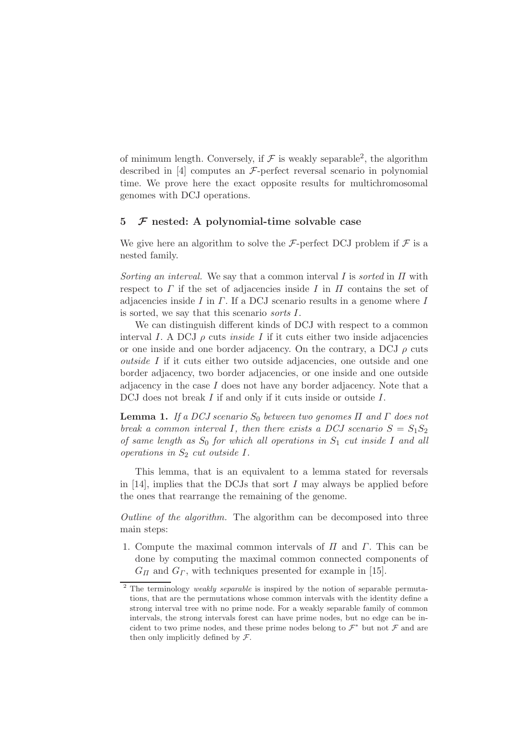of minimum length. Conversely, if $\mathcal{F}$ is weakly separable[2], the algorithm described in [4] computes an $\mathcal{F}$-perfect reversal scenario in polynomial time. We prove here the exact opposite results for multichromosomal genomes with DCJ operations.

## 5 $\mathcal{F}$ nested: A polynomial-time solvable case

We give here an algorithm to solve the $\mathcal{F}$-perfect DCJ problem if $\mathcal{F}$ is a nested family.

*Sorting an interval.* We say that a common interval $I$ is *sorted* in $\Pi$ with respect to $\Gamma$ if the set of adjacencies inside $I$ in $\Pi$ contains the set of adjacencies inside $I$ in $\Gamma$. If a DCJ scenario results in a genome where $I$ is sorted, we say that this scenario *sorts* $I$.

We can distinguish different kinds of DCJ with respect to a common interval $I$. A DCJ $\rho$ cuts *inside* $I$ if it cuts either two inside adjacencies or one inside and one border adjacency. On the contrary, a DCJ $\rho$ cuts *outside* $I$ if it cuts either two outside adjacencies, one outside and one border adjacency, two border adjacencies, or one inside and one outside adjacency in the case $I$ does not have any border adjacency. Note that a DCJ does not break $I$ if and only if it cuts inside or outside $I$.

**Lemma 1.** *If a DCJ scenario $S_0$ between two genomes $\Pi$ and $\Gamma$ does not break a common interval $I$, then there exists a DCJ scenario $S = S_1S_2$ of same length as $S_0$ for which all operations in $S_1$ cut inside $I$ and all operations in $S_2$ cut outside $I$.*

This lemma, that is an equivalent to a lemma stated for reversals in [14], implies that the DCJs that sort $I$ may always be applied before the ones that rearrange the remaining of the genome.

*Outline of the algorithm.* The algorithm can be decomposed into three main steps:

1. Compute the maximal common intervals of $\Pi$ and $\Gamma$. This can be done by computing the maximal common connected components of $G_\Pi$ and $G_\Gamma$, with techniques presented for example in [15].

[2] The terminology *weakly separable* is inspired by the notion of separable permutations, that are the permutations whose common intervals with the identity define a strong interval tree with no prime node. For a weakly separable family of common intervals, the strong intervals forest can have prime nodes, but no edge can be incident to two prime nodes, and these prime nodes belong to $\mathcal{F}^*$ but not $\mathcal{F}$ and are then only implicitly defined by $\mathcal{F}$.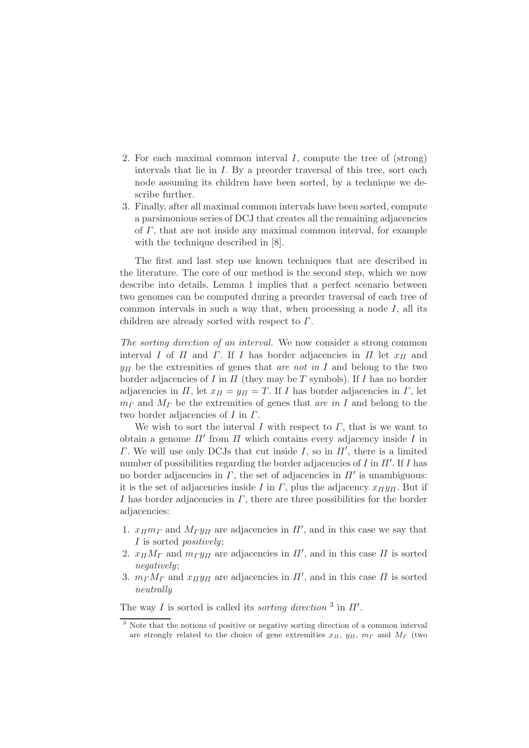2. For each maximal common interval $I$, compute the tree of (strong) intervals that lie in $I$. By a preorder traversal of this tree, sort each node assuming its children have been sorted, by a technique we describe further.
3. Finally, after all maximal common intervals have been sorted, compute a parsimonious series of DCJ that creates all the remaining adjacencies of $\Gamma$, that are not inside any maximal common interval, for example with the technique described in [8].

The first and last step use known techniques that are described in the literature. The core of our method is the second step, which we now describe into details. Lemma 1 implies that a perfect scenario between two genomes can be computed during a preorder traversal of each tree of common intervals in such a way that, when processing a node $I$, all its children are already sorted with respect to $\Gamma$.

*The sorting direction of an interval.* We now consider a strong common interval $I$ of $\Pi$ and $\Gamma$. If $I$ has border adjacencies in $\Pi$ let $x_\Pi$ and $y_\Pi$ be the extremities of genes that *are not in* $I$ and belong to the two border adjacencies of $I$ in $\Pi$ (they may be $T$ symbols). If $I$ has no border adjacencies in $\Pi$, let $x_\Pi = y_\Pi = T$. If $I$ has border adjacencies in $\Gamma$, let $m_\Gamma$ and $M_\Gamma$ be the extremities of genes that *are in* $I$ and belong to the two border adjacencies of $I$ in $\Gamma$.

We wish to sort the interval $I$ with respect to $\Gamma$, that is we want to obtain a genome $\Pi'$ from $\Pi$ which contains every adjacency inside $I$ in $\Gamma$. We will use only DCJs that cut inside $I$, so in $\Pi'$, there is a limited number of possibilities regarding the border adjacencies of $I$ in $\Pi'$. If $I$ has no border adjacencies in $\Gamma$, the set of adjacencies in $\Pi'$ is unambiguous: it is the set of adjacencies inside $I$ in $\Gamma$, plus the adjacency $x_\Pi y_\Pi$. But if $I$ has border adjacencies in $\Gamma$, there are three possibilities for the border adjacencies:

1. $x_\Pi m_\Gamma$ and $M_\Gamma y_\Pi$ are adjacencies in $\Pi'$, and in this case we say that $I$ is sorted *positively*;
2. $x_\Pi M_\Gamma$ and $m_\Gamma y_\Pi$ are adjacencies in $\Pi'$, and in this case $\Pi$ is sorted *negatively*;
3. $m_\Gamma M_\Gamma$ and $x_\Pi y_\Pi$ are adjacencies in $\Pi'$, and in this case $\Pi$ is sorted *neutrally*

The way $I$ is sorted is called its *sorting direction* [3] in $\Pi'$.

[3] Note that the notions of positive or negative sorting direction of a common interval are strongly related to the choice of gene extremities $x_\Pi$, $y_\Pi$, $m_\Gamma$ and $M_\Gamma$ (two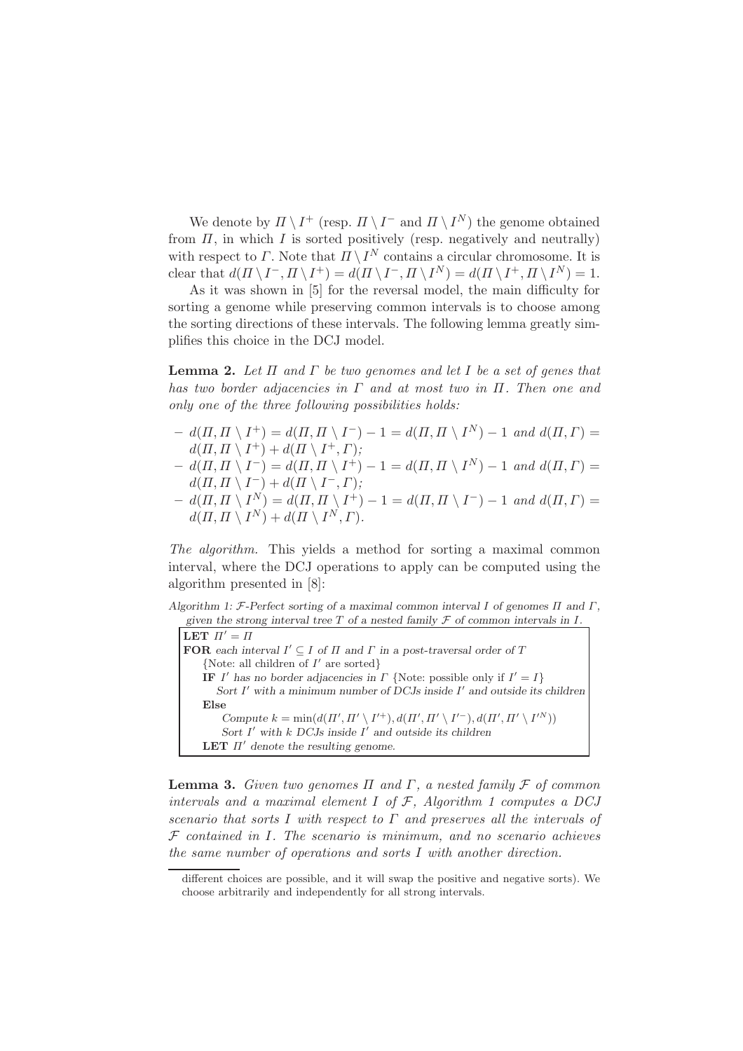We denote by $\Pi \setminus I^+$ (resp. $\Pi \setminus I^-$ and $\Pi \setminus I^N$) the genome obtained from $\Pi$, in which $I$ is sorted positively (resp. negatively and neutrally) with respect to $\Gamma$. Note that $\Pi \setminus I^N$ contains a circular chromosome. It is clear that $d(\Pi \setminus I^-, \Pi \setminus I^+) = d(\Pi \setminus I^-, \Pi \setminus I^N) = d(\Pi \setminus I^+, \Pi \setminus I^N) = 1$.

As it was shown in [5] for the reversal model, the main difficulty for sorting a genome while preserving common intervals is to choose among the sorting directions of these intervals. The following lemma greatly simplifies this choice in the DCJ model.

**Lemma 2.** *Let $\Pi$ and $\Gamma$ be two genomes and let $I$ be a set of genes that has two border adjacencies in $\Gamma$ and at most two in $\Pi$. Then one and only one of the three following possibilities holds:*

- $d(\Pi, \Pi \setminus I^+) = d(\Pi, \Pi \setminus I^-) - 1 = d(\Pi, \Pi \setminus I^N) - 1$ *and* $d(\Pi, \Gamma) = d(\Pi, \Pi \setminus I^+) + d(\Pi \setminus I^+, \Gamma)$*;*
- $d(\Pi, \Pi \setminus I^-) = d(\Pi, \Pi \setminus I^+) - 1 = d(\Pi, \Pi \setminus I^N) - 1$ *and* $d(\Pi, \Gamma) = d(\Pi, \Pi \setminus I^-) + d(\Pi \setminus I^-, \Gamma)$*;*
- $d(\Pi, \Pi \setminus I^N) = d(\Pi, \Pi \setminus I^+) - 1 = d(\Pi, \Pi \setminus I^-) - 1$ *and* $d(\Pi, \Gamma) = d(\Pi, \Pi \setminus I^N) + d(\Pi \setminus I^N, \Gamma)$.

*The algorithm.* This yields a method for sorting a maximal common interval, where the DCJ operations to apply can be computed using the algorithm presented in [8]:

*Algorithm 1: $\mathcal{F}$-Perfect sorting of a maximal common interval $I$ of genomes $\Pi$ and $\Gamma$, given the strong interval tree $T$ of a nested family $\mathcal{F}$ of common intervals in $I$.*

```
LET Π' = Π
FOR each interval I' ⊆ I of Π and Γ in a post-traversal order of T
    {Note: all children of I' are sorted}
    IF I' has no border adjacencies in Γ {Note: possible only if I' = I}
        Sort I' with a minimum number of DCJs inside I' and outside its children
    Else
        Compute k = min(d(Π', Π' \ I'+), d(Π', Π' \ I'-), d(Π', Π' \ I'N))
        Sort I' with k DCJs inside I' and outside its children
    LET Π' denote the resulting genome.
```

**Lemma 3.** *Given two genomes $\Pi$ and $\Gamma$, a nested family $\mathcal{F}$ of common intervals and a maximal element $I$ of $\mathcal{F}$, Algorithm 1 computes a DCJ scenario that sorts $I$ with respect to $\Gamma$ and preserves all the intervals of $\mathcal{F}$ contained in $I$. The scenario is minimum, and no scenario achieves the same number of operations and sorts $I$ with another direction.*

---

different choices are possible, and it will swap the positive and negative sorts). We choose arbitrarily and independently for all strong intervals.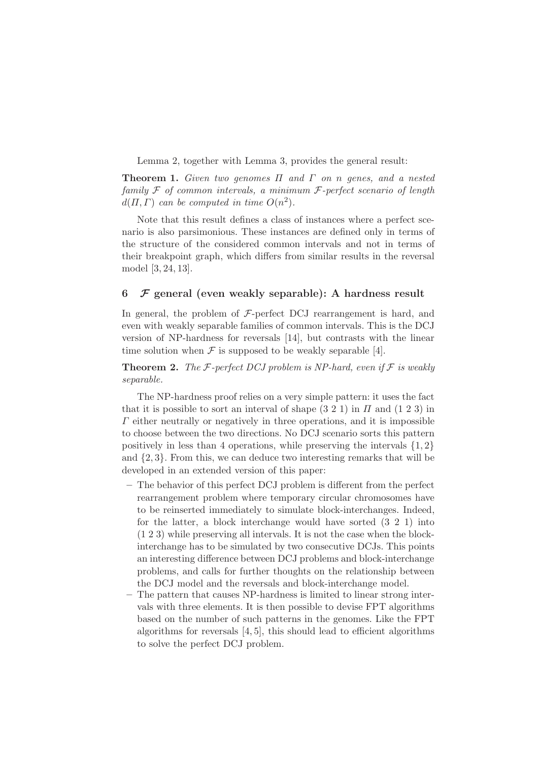Lemma 2, together with Lemma 3, provides the general result:

**Theorem 1.** *Given two genomes $\Pi$ and $\Gamma$ on $n$ genes, and a nested family $\mathcal{F}$ of common intervals, a minimum $\mathcal{F}$-perfect scenario of length $d(\Pi, \Gamma)$ can be computed in time $O(n^2)$.*

Note that this result defines a class of instances where a perfect scenario is also parsimonious. These instances are defined only in terms of the structure of the considered common intervals and not in terms of their breakpoint graph, which differs from similar results in the reversal model [3, 24, 13].

## 6 $\mathcal{F}$ general (even weakly separable): A hardness result

In general, the problem of $\mathcal{F}$-perfect DCJ rearrangement is hard, and even with weakly separable families of common intervals. This is the DCJ version of NP-hardness for reversals [14], but contrasts with the linear time solution when $\mathcal{F}$ is supposed to be weakly separable [4].

**Theorem 2.** *The $\mathcal{F}$-perfect DCJ problem is NP-hard, even if $\mathcal{F}$ is weakly separable.*

The NP-hardness proof relies on a very simple pattern: it uses the fact that it is possible to sort an interval of shape (3 2 1) in $\Pi$ and (1 2 3) in $\Gamma$ either neutrally or negatively in three operations, and it is impossible to choose between the two directions. No DCJ scenario sorts this pattern positively in less than 4 operations, while preserving the intervals $\{1, 2\}$ and $\{2, 3\}$. From this, we can deduce two interesting remarks that will be developed in an extended version of this paper:

- The behavior of this perfect DCJ problem is different from the perfect rearrangement problem where temporary circular chromosomes have to be reinserted immediately to simulate block-interchanges. Indeed, for the latter, a block interchange would have sorted (3 2 1) into (1 2 3) while preserving all intervals. It is not the case when the block-interchange has to be simulated by two consecutive DCJs. This points an interesting difference between DCJ problems and block-interchange problems, and calls for further thoughts on the relationship between the DCJ model and the reversals and block-interchange model.
- The pattern that causes NP-hardness is limited to linear strong intervals with three elements. It is then possible to devise FPT algorithms based on the number of such patterns in the genomes. Like the FPT algorithms for reversals [4, 5], this should lead to efficient algorithms to solve the perfect DCJ problem.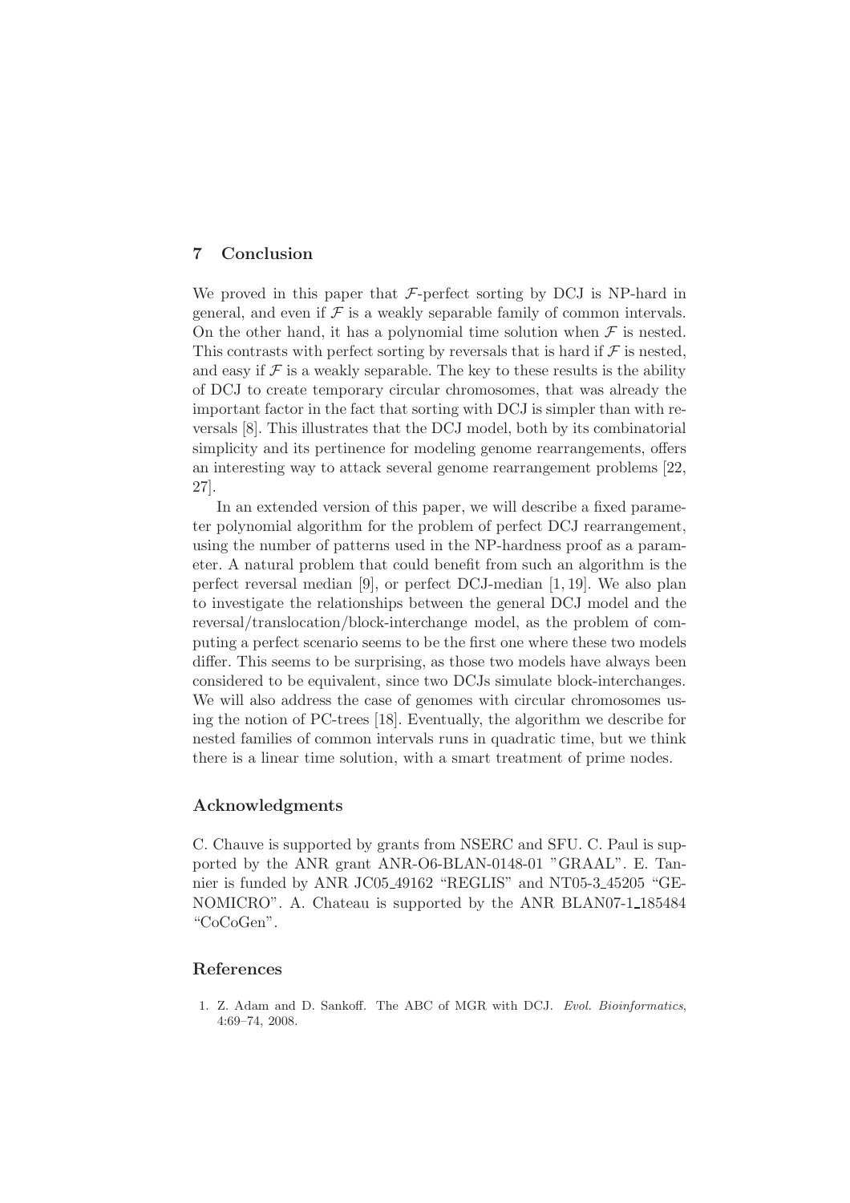## 7 Conclusion

We proved in this paper that $\mathcal{F}$-perfect sorting by DCJ is NP-hard in general, and even if $\mathcal{F}$ is a weakly separable family of common intervals. On the other hand, it has a polynomial time solution when $\mathcal{F}$ is nested. This contrasts with perfect sorting by reversals that is hard if $\mathcal{F}$ is nested, and easy if $\mathcal{F}$ is a weakly separable. The key to these results is the ability of DCJ to create temporary circular chromosomes, that was already the important factor in the fact that sorting with DCJ is simpler than with reversals [8]. This illustrates that the DCJ model, both by its combinatorial simplicity and its pertinence for modeling genome rearrangements, offers an interesting way to attack several genome rearrangement problems [22, 27].

In an extended version of this paper, we will describe a fixed parameter polynomial algorithm for the problem of perfect DCJ rearrangement, using the number of patterns used in the NP-hardness proof as a parameter. A natural problem that could benefit from such an algorithm is the perfect reversal median [9], or perfect DCJ-median [1, 19]. We also plan to investigate the relationships between the general DCJ model and the reversal/translocation/block-interchange model, as the problem of computing a perfect scenario seems to be the first one where these two models differ. This seems to be surprising, as those two models have always been considered to be equivalent, since two DCJs simulate block-interchanges. We will also address the case of genomes with circular chromosomes using the notion of PC-trees [18]. Eventually, the algorithm we describe for nested families of common intervals runs in quadratic time, but we think there is a linear time solution, with a smart treatment of prime nodes.

## Acknowledgments

C. Chauve is supported by grants from NSERC and SFU. C. Paul is supported by the ANR grant ANR-O6-BLAN-0148-01 "GRAAL". E. Tannier is funded by ANR JC05_49162 "REGLIS" and NT05-3_45205 "GENOMICRO". A. Chateau is supported by the ANR BLAN07-1_185484 "CoCoGen".

## References

1. Z. Adam and D. Sankoff. The ABC of MGR with DCJ. *Evol. Bioinformatics*, 4:69–74, 2008.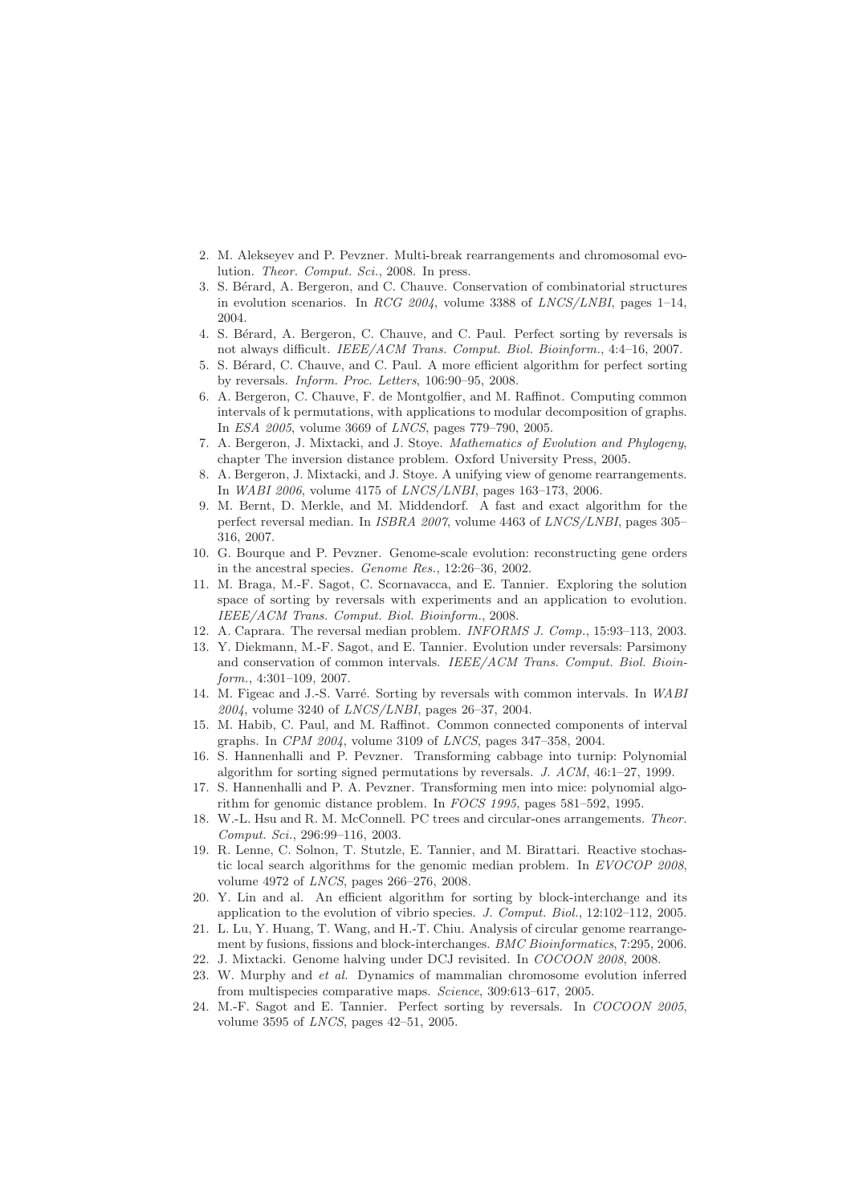2. M. Alekseyev and P. Pevzner. Multi-break rearrangements and chromosomal evolution. *Theor. Comput. Sci.*, 2008. In press.
3. S. Bérard, A. Bergeron, and C. Chauve. Conservation of combinatorial structures in evolution scenarios. In *RCG 2004*, volume 3388 of *LNCS/LNBI*, pages 1–14, 2004.
4. S. Bérard, A. Bergeron, C. Chauve, and C. Paul. Perfect sorting by reversals is not always difficult. *IEEE/ACM Trans. Comput. Biol. Bioinform.*, 4:4–16, 2007.
5. S. Bérard, C. Chauve, and C. Paul. A more efficient algorithm for perfect sorting by reversals. *Inform. Proc. Letters*, 106:90–95, 2008.
6. A. Bergeron, C. Chauve, F. de Montgolfier, and M. Raffinot. Computing common intervals of k permutations, with applications to modular decomposition of graphs. In *ESA 2005*, volume 3669 of *LNCS*, pages 779–790, 2005.
7. A. Bergeron, J. Mixtacki, and J. Stoye. *Mathematics of Evolution and Phylogeny*, chapter The inversion distance problem. Oxford University Press, 2005.
8. A. Bergeron, J. Mixtacki, and J. Stoye. A unifying view of genome rearrangements. In *WABI 2006*, volume 4175 of *LNCS/LNBI*, pages 163–173, 2006.
9. M. Bernt, D. Merkle, and M. Middendorf. A fast and exact algorithm for the perfect reversal median. In *ISBRA 2007*, volume 4463 of *LNCS/LNBI*, pages 305–316, 2007.
10. G. Bourque and P. Pevzner. Genome-scale evolution: reconstructing gene orders in the ancestral species. *Genome Res.*, 12:26–36, 2002.
11. M. Braga, M.-F. Sagot, C. Scornavacca, and E. Tannier. Exploring the solution space of sorting by reversals with experiments and an application to evolution. *IEEE/ACM Trans. Comput. Biol. Bioinform.*, 2008.
12. A. Caprara. The reversal median problem. *INFORMS J. Comp.*, 15:93–113, 2003.
13. Y. Diekmann, M.-F. Sagot, and E. Tannier. Evolution under reversals: Parsimony and conservation of common intervals. *IEEE/ACM Trans. Comput. Biol. Bioinform.*, 4:301–109, 2007.
14. M. Figeac and J.-S. Varré. Sorting by reversals with common intervals. In *WABI 2004*, volume 3240 of *LNCS/LNBI*, pages 26–37, 2004.
15. M. Habib, C. Paul, and M. Raffinot. Common connected components of interval graphs. In *CPM 2004*, volume 3109 of *LNCS*, pages 347–358, 2004.
16. S. Hannenhalli and P. Pevzner. Transforming cabbage into turnip: Polynomial algorithm for sorting signed permutations by reversals. *J. ACM*, 46:1–27, 1999.
17. S. Hannenhalli and P. A. Pevzner. Transforming men into mice: polynomial algorithm for genomic distance problem. In *FOCS 1995*, pages 581–592, 1995.
18. W.-L. Hsu and R. M. McConnell. PC trees and circular-ones arrangements. *Theor. Comput. Sci.*, 296:99–116, 2003.
19. R. Lenne, C. Solnon, T. Stutzle, E. Tannier, and M. Birattari. Reactive stochastic local search algorithms for the genomic median problem. In *EVOCOP 2008*, volume 4972 of *LNCS*, pages 266–276, 2008.
20. Y. Lin and al. An efficient algorithm for sorting by block-interchange and its application to the evolution of vibrio species. *J. Comput. Biol.*, 12:102–112, 2005.
21. L. Lu, Y. Huang, T. Wang, and H.-T. Chiu. Analysis of circular genome rearrangement by fusions, fissions and block-interchanges. *BMC Bioinformatics*, 7:295, 2006.
22. J. Mixtacki. Genome halving under DCJ revisited. In *COCOON 2008*, 2008.
23. W. Murphy and *et al.* Dynamics of mammalian chromosome evolution inferred from multispecies comparative maps. *Science*, 309:613–617, 2005.
24. M.-F. Sagot and E. Tannier. Perfect sorting by reversals. In *COCOON 2005*, volume 3595 of *LNCS*, pages 42–51, 2005.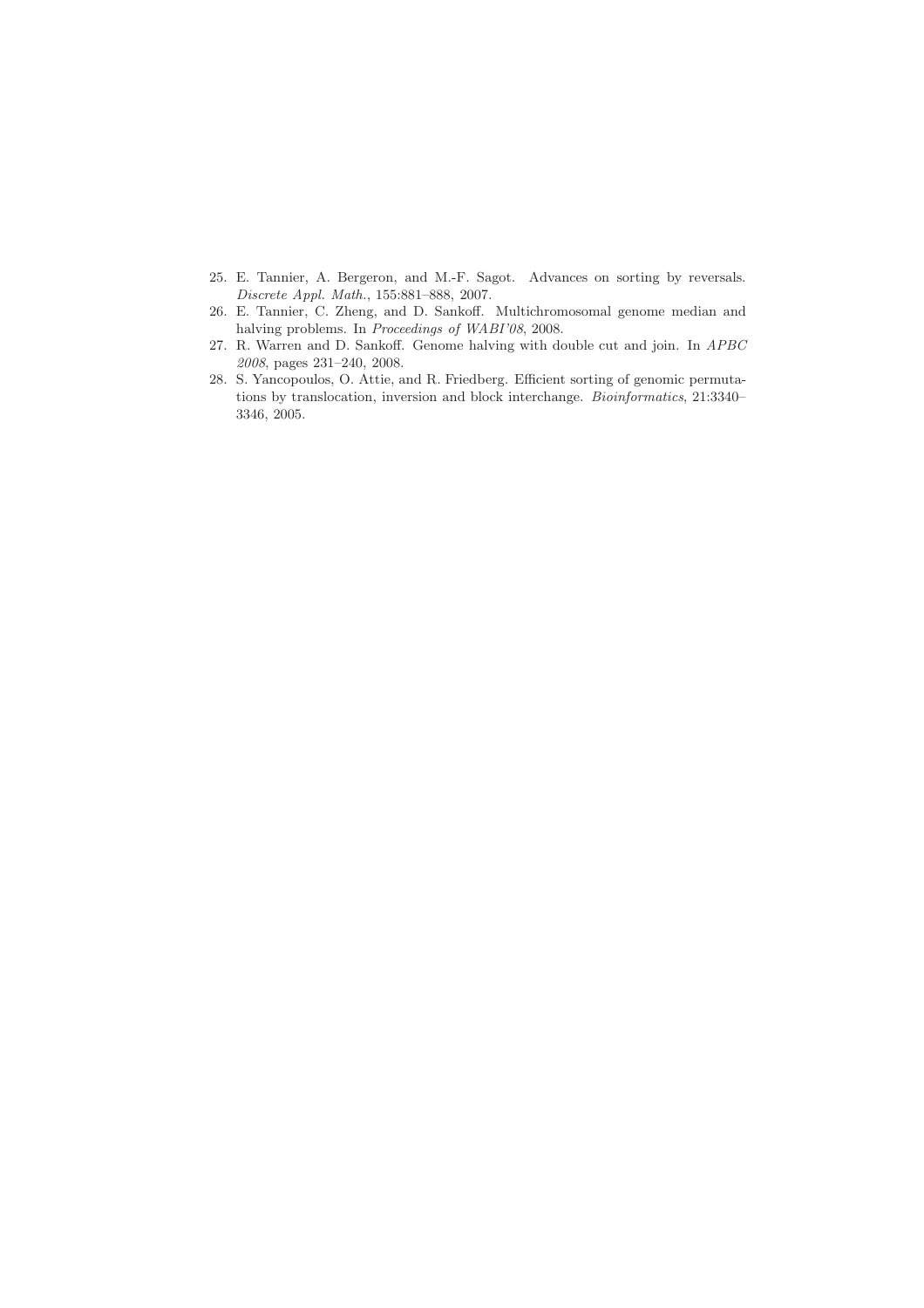25. E. Tannier, A. Bergeron, and M.-F. Sagot. Advances on sorting by reversals. *Discrete Appl. Math.*, 155:881–888, 2007.
26. E. Tannier, C. Zheng, and D. Sankoff. Multichromosomal genome median and halving problems. In *Proceedings of WABI'08*, 2008.
27. R. Warren and D. Sankoff. Genome halving with double cut and join. In *APBC 2008*, pages 231–240, 2008.
28. S. Yancopoulos, O. Attie, and R. Friedberg. Efficient sorting of genomic permutations by translocation, inversion and block interchange. *Bioinformatics*, 21:3340–3346, 2005.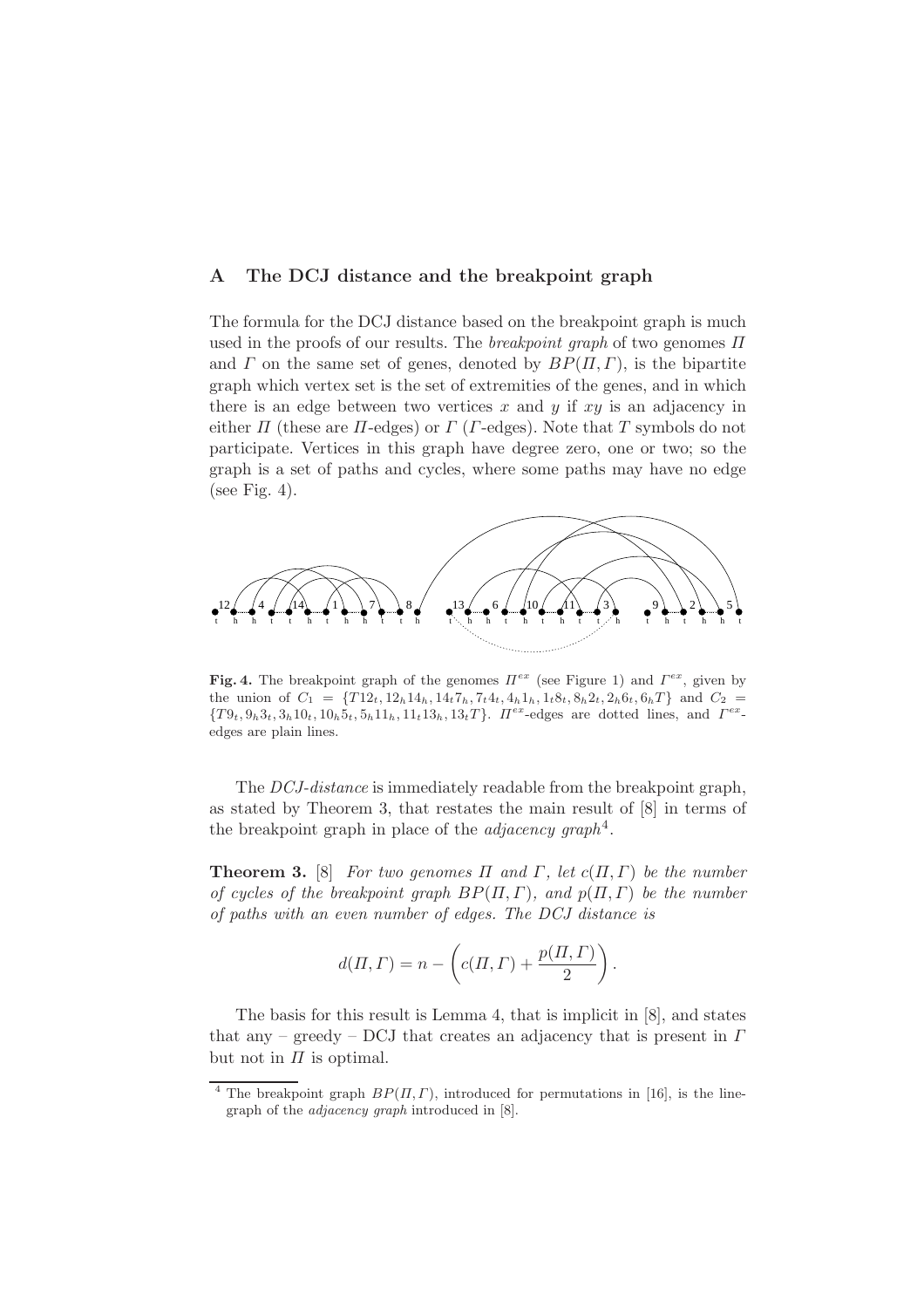# A The DCJ distance and the breakpoint graph

The formula for the DCJ distance based on the breakpoint graph is much used in the proofs of our results. The *breakpoint graph* of two genomes $\Pi$ and $\Gamma$ on the same set of genes, denoted by $BP(\Pi, \Gamma)$, is the bipartite graph which vertex set is the set of extremities of the genes, and in which there is an edge between two vertices $x$ and $y$ if $xy$ is an adjacency in either $\Pi$ (these are $\Pi$-edges) or $\Gamma$ ($\Gamma$-edges). Note that $T$ symbols do not participate. Vertices in this graph have degree zero, one or two; so the graph is a set of paths and cycles, where some paths may have no edge (see Fig. 4).

12 4 14 1 7 8 13 6 10 11 3 9 2 5

t h h t t h t h h t t h t h h t h t h t t h t h t h h t

**Fig. 4.** The breakpoint graph of the genomes $\Pi^{ex}$ (see Figure 1) and $\Gamma^{ex}$, given by the union of $C_1 = \{T12_t, 12_h14_h, 14_t7_h, 7_t4_t, 4_h1_h, 1_t8_t, 8_h2_t, 2_h6_t, 6_hT\}$ and $C_2 = \{T9_t, 9_h3_t, 3_h10_t, 10_h5_t, 5_h11_h, 11_t13_h, 13_tT\}$. $\Pi^{ex}$-edges are dotted lines, and $\Gamma^{ex}$-edges are plain lines.

The *DCJ-distance* is immediately readable from the breakpoint graph, as stated by Theorem 3, that restates the main result of [8] in terms of the breakpoint graph in place of the *adjacency graph*[4].

**Theorem 3.** [8] *For two genomes $\Pi$ and $\Gamma$, let $c(\Pi, \Gamma)$ be the number of cycles of the breakpoint graph $BP(\Pi, \Gamma)$, and $p(\Pi, \Gamma)$ be the number of paths with an even number of edges. The DCJ distance is*

$$d(\Pi, \Gamma) = n - \left( c(\Pi, \Gamma) + \frac{p(\Pi, \Gamma)}{2} \right).$$

The basis for this result is Lemma 4, that is implicit in [8], and states that any – greedy – DCJ that creates an adjacency that is present in $\Gamma$ but not in $\Pi$ is optimal.

[4] The breakpoint graph $BP(\Pi, \Gamma)$, introduced for permutations in [16], is the line-graph of the *adjacency graph* introduced in [8].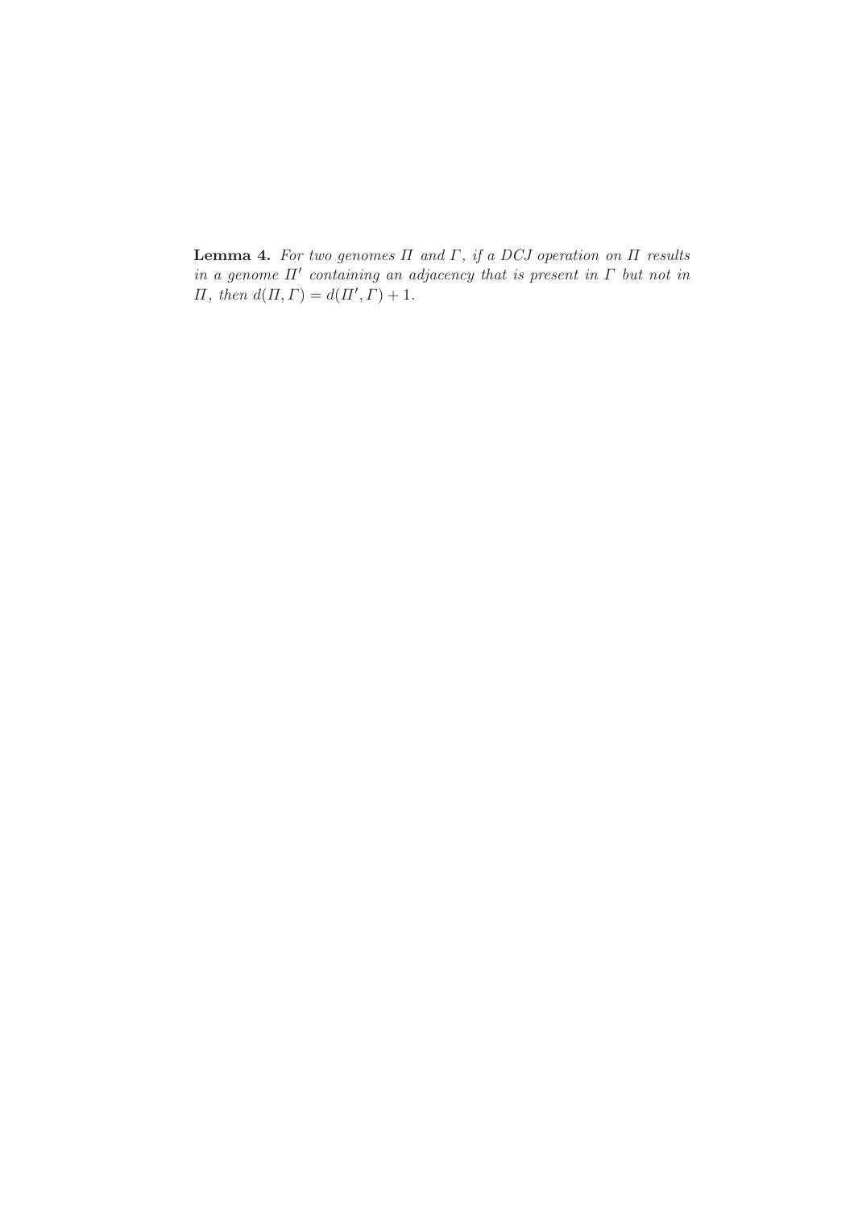**Lemma 4.** *For two genomes $\Pi$ and $\Gamma$, if a DCJ operation on $\Pi$ results in a genome $\Pi'$ containing an adjacency that is present in $\Gamma$ but not in $\Pi$, then $d(\Pi, \Gamma) = d(\Pi', \Gamma) + 1$.*